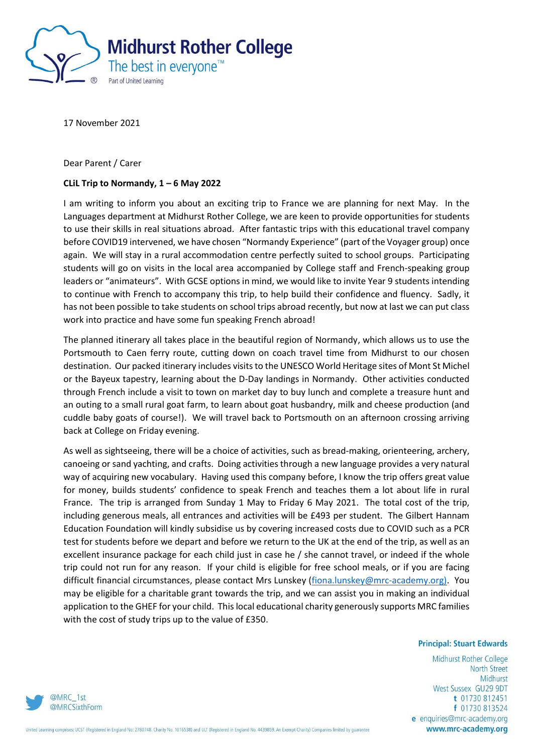# Midhurst Rother College

The best in everyone™

Part of United Learning

17 November 2021

Dear Parent / Carer

**CLiL Trip to Normandy, 1 – 6 May 2022**

I am writing to inform you about an exciting trip to France we are planning for next May. In the Languages department at Midhurst Rother College, we are keen to provide opportunities for students to use their skills in real situations abroad. After fantastic trips with this educational travel company before COVID19 intervened, we have chosen "Normandy Experience" (part of the Voyager group) once again. We will stay in a rural accommodation centre perfectly suited to school groups. Participating students will go on visits in the local area accompanied by College staff and French-speaking group leaders or "animateurs". With GCSE options in mind, we would like to invite Year 9 students intending to continue with French to accompany this trip, to help build their confidence and fluency. Sadly, it has not been possible to take students on school trips abroad recently, but now at last we can put class work into practice and have some fun speaking French abroad!

The planned itinerary all takes place in the beautiful region of Normandy, which allows us to use the Portsmouth to Caen ferry route, cutting down on coach travel time from Midhurst to our chosen destination. Our packed itinerary includes visits to the UNESCO World Heritage sites of Mont St Michel or the Bayeux tapestry, learning about the D-Day landings in Normandy. Other activities conducted through French include a visit to town on market day to buy lunch and complete a treasure hunt and an outing to a small rural goat farm, to learn about goat husbandry, milk and cheese production (and cuddle baby goats of course!). We will travel back to Portsmouth on an afternoon crossing arriving back at College on Friday evening.

As well as sightseeing, there will be a choice of activities, such as bread-making, orienteering, archery, canoeing or sand yachting, and crafts. Doing activities through a new language provides a very natural way of acquiring new vocabulary. Having used this company before, I know the trip offers great value for money, builds students' confidence to speak French and teaches them a lot about life in rural France. The trip is arranged from Sunday 1 May to Friday 6 May 2021. The total cost of the trip, including generous meals, all entrances and activities will be £493 per student. The Gilbert Hannam Education Foundation will kindly subsidise us by covering increased costs due to COVID such as a PCR test for students before we depart and before we return to the UK at the end of the trip, as well as an excellent insurance package for each child just in case he / she cannot travel, or indeed if the whole trip could not run for any reason. If your child is eligible for free school meals, or if you are facing difficult financial circumstances, please contact Mrs Lunskey (fiona.lunskey@mrc-academy.org). You may be eligible for a charitable grant towards the trip, and we can assist you in making an individual application to the GHEF for your child. This local educational charity generously supports MRC families with the cost of study trips up to the value of £350.

**Principal: Stuart Edwards**

Midhurst Rother College
North Street
Midhurst
West Sussex GU29 9DT
t 01730 812451
f 01730 813524
e enquiries@mrc-academy.org
www.mrc-academy.org

@MRC_1st
@MRCSixthForm

United Learning comprises: UCST (Registered in England No: 2780748. Charity No. 1016538) and ULT (Registered in England No. 4439859. An Exempt Charity) Companies limited by guarantee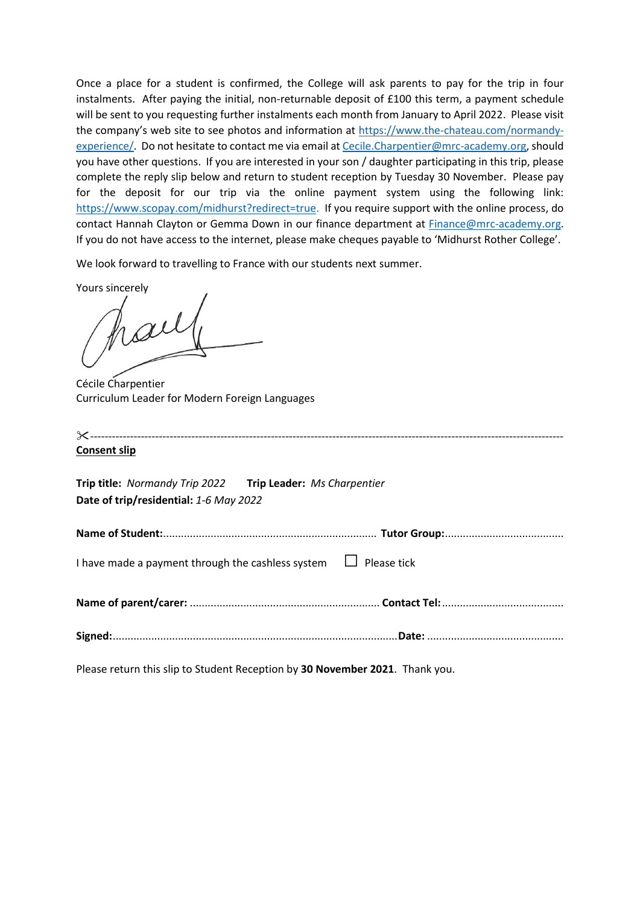Once a place for a student is confirmed, the College will ask parents to pay for the trip in four instalments. After paying the initial, non-returnable deposit of £100 this term, a payment schedule will be sent to you requesting further instalments each month from January to April 2022. Please visit the company's web site to see photos and information at https://www.the-chateau.com/normandy-experience/. Do not hesitate to contact me via email at Cecile.Charpentier@mrc-academy.org, should you have other questions. If you are interested in your son / daughter participating in this trip, please complete the reply slip below and return to student reception by Tuesday 30 November. Please pay for the deposit for our trip via the online payment system using the following link: https://www.scopay.com/midhurst?redirect=true. If you require support with the online process, do contact Hannah Clayton or Gemma Down in our finance department at Finance@mrc-academy.org. If you do not have access to the internet, please make cheques payable to 'Midhurst Rother College'.

We look forward to travelling to France with our students next summer.

Yours sincerely

Cécile Charpentier
Curriculum Leader for Modern Foreign Languages

✂------------------------------------------------------------------------------------------------------------

**Consent slip**

**Trip title:** *Normandy Trip 2022*  **Trip Leader:** *Ms Charpentier*
**Date of trip/residential:** *1-6 May 2022*

**Name of Student:**....................................................................... **Tutor Group:**........................................

I have made a payment through the cashless system ☐ Please tick

**Name of parent/carer:** ............................................................... **Contact Tel:**........................................

**Signed:**...............................................................................................**Date:** .............................................

Please return this slip to Student Reception by **30 November 2021**. Thank you.